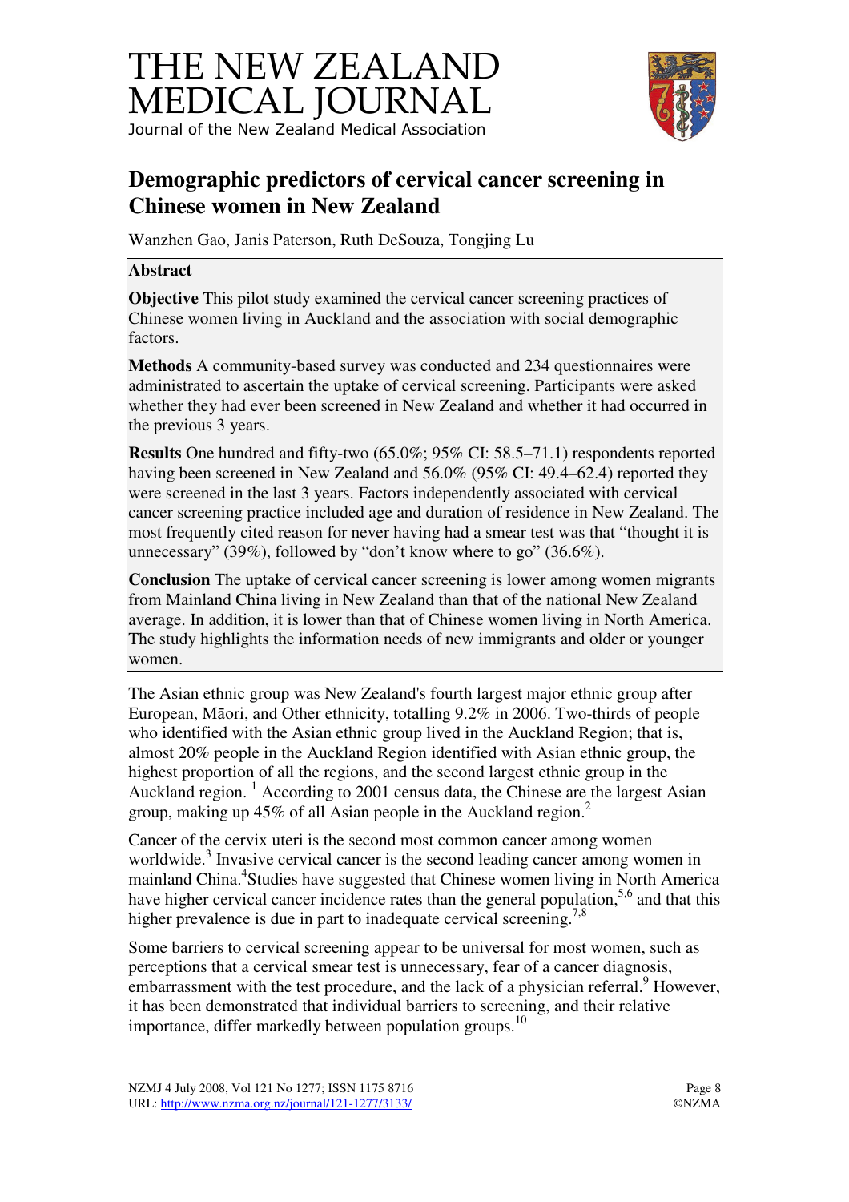# THE NEW ZEALAND MEDICAL JOURNAL

Journal of the New Zealand Medical Association

## Demographic predictors of cervical cancer screening in Chinese women in New Zealand

Wanzhen Gao, Janis Paterson, Ruth DeSouza, Tongjing Lu

### Abstract

**Objective** This pilot study examined the cervical cancer screening practices of Chinese women living in Auckland and the association with social demographic factors.

**Methods** A community-based survey was conducted and 234 questionnaires were administrated to ascertain the uptake of cervical screening. Participants were asked whether they had ever been screened in New Zealand and whether it had occurred in the previous 3 years.

**Results** One hundred and fifty-two (65.0%; 95% CI: 58.5–71.1) respondents reported having been screened in New Zealand and 56.0% (95% CI: 49.4–62.4) reported they were screened in the last 3 years. Factors independently associated with cervical cancer screening practice included age and duration of residence in New Zealand. The most frequently cited reason for never having had a smear test was that "thought it is unnecessary" (39%), followed by "don't know where to go" (36.6%).

**Conclusion** The uptake of cervical cancer screening is lower among women migrants from Mainland China living in New Zealand than that of the national New Zealand average. In addition, it is lower than that of Chinese women living in North America. The study highlights the information needs of new immigrants and older or younger women.

The Asian ethnic group was New Zealand's fourth largest major ethnic group after European, Māori, and Other ethnicity, totalling 9.2% in 2006. Two-thirds of people who identified with the Asian ethnic group lived in the Auckland Region; that is, almost 20% people in the Auckland Region identified with Asian ethnic group, the highest proportion of all the regions, and the second largest ethnic group in the Auckland region. [1] According to 2001 census data, the Chinese are the largest Asian group, making up 45% of all Asian people in the Auckland region.[2]

Cancer of the cervix uteri is the second most common cancer among women worldwide.[3] Invasive cervical cancer is the second leading cancer among women in mainland China.[4] Studies have suggested that Chinese women living in North America have higher cervical cancer incidence rates than the general population,[5,6] and that this higher prevalence is due in part to inadequate cervical screening.[7,8]

Some barriers to cervical screening appear to be universal for most women, such as perceptions that a cervical smear test is unnecessary, fear of a cancer diagnosis, embarrassment with the test procedure, and the lack of a physician referral.[9] However, it has been demonstrated that individual barriers to screening, and their relative importance, differ markedly between population groups.[10]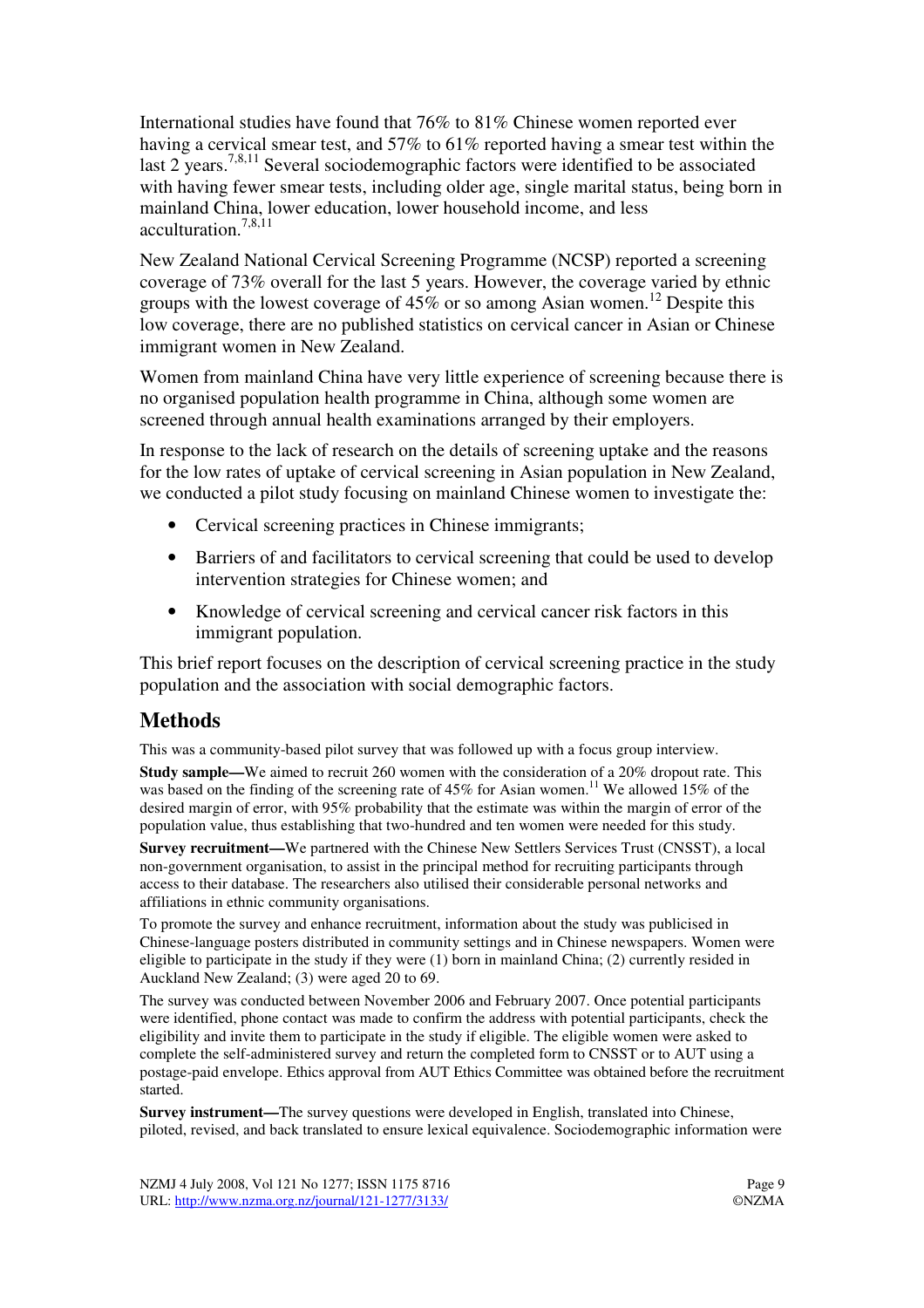International studies have found that 76% to 81% Chinese women reported ever having a cervical smear test, and 57% to 61% reported having a smear test within the last 2 years.[7,8,11] Several sociodemographic factors were identified to be associated with having fewer smear tests, including older age, single marital status, being born in mainland China, lower education, lower household income, and less acculturation.[7,8,11]

New Zealand National Cervical Screening Programme (NCSP) reported a screening coverage of 73% overall for the last 5 years. However, the coverage varied by ethnic groups with the lowest coverage of 45% or so among Asian women.[12] Despite this low coverage, there are no published statistics on cervical cancer in Asian or Chinese immigrant women in New Zealand.

Women from mainland China have very little experience of screening because there is no organised population health programme in China, although some women are screened through annual health examinations arranged by their employers.

In response to the lack of research on the details of screening uptake and the reasons for the low rates of uptake of cervical screening in Asian population in New Zealand, we conducted a pilot study focusing on mainland Chinese women to investigate the:

- Cervical screening practices in Chinese immigrants;
- Barriers of and facilitators to cervical screening that could be used to develop intervention strategies for Chinese women; and
- Knowledge of cervical screening and cervical cancer risk factors in this immigrant population.

This brief report focuses on the description of cervical screening practice in the study population and the association with social demographic factors.

## Methods

This was a community-based pilot survey that was followed up with a focus group interview.

**Study sample—**We aimed to recruit 260 women with the consideration of a 20% dropout rate. This was based on the finding of the screening rate of 45% for Asian women.[11] We allowed 15% of the desired margin of error, with 95% probability that the estimate was within the margin of error of the population value, thus establishing that two-hundred and ten women were needed for this study.

**Survey recruitment—**We partnered with the Chinese New Settlers Services Trust (CNSST), a local non-government organisation, to assist in the principal method for recruiting participants through access to their database. The researchers also utilised their considerable personal networks and affiliations in ethnic community organisations.

To promote the survey and enhance recruitment, information about the study was publicised in Chinese-language posters distributed in community settings and in Chinese newspapers. Women were eligible to participate in the study if they were (1) born in mainland China; (2) currently resided in Auckland New Zealand; (3) were aged 20 to 69.

The survey was conducted between November 2006 and February 2007. Once potential participants were identified, phone contact was made to confirm the address with potential participants, check the eligibility and invite them to participate in the study if eligible. The eligible women were asked to complete the self-administered survey and return the completed form to CNSST or to AUT using a postage-paid envelope. Ethics approval from AUT Ethics Committee was obtained before the recruitment started.

**Survey instrument—**The survey questions were developed in English, translated into Chinese, piloted, revised, and back translated to ensure lexical equivalence. Sociodemographic information were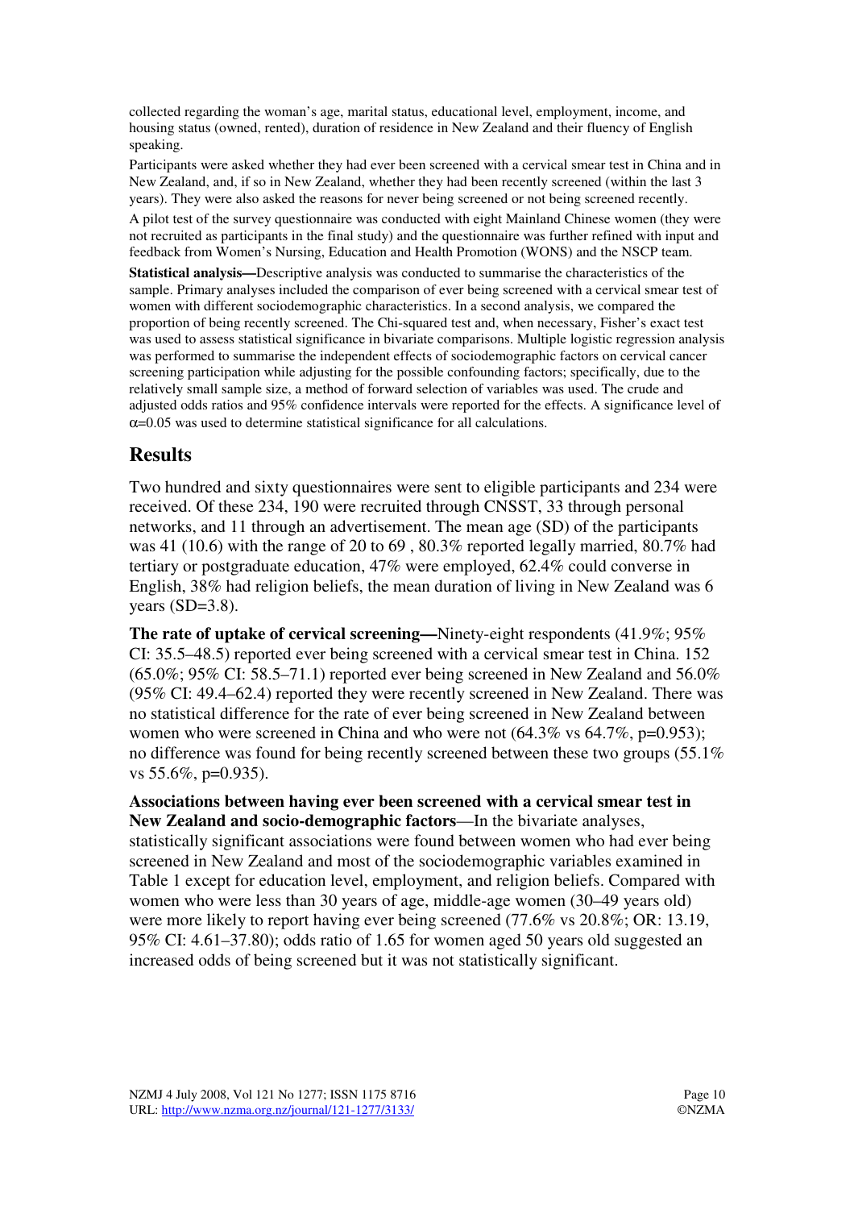collected regarding the woman's age, marital status, educational level, employment, income, and housing status (owned, rented), duration of residence in New Zealand and their fluency of English speaking.

Participants were asked whether they had ever been screened with a cervical smear test in China and in New Zealand, and, if so in New Zealand, whether they had been recently screened (within the last 3 years). They were also asked the reasons for never being screened or not being screened recently.

A pilot test of the survey questionnaire was conducted with eight Mainland Chinese women (they were not recruited as participants in the final study) and the questionnaire was further refined with input and feedback from Women's Nursing, Education and Health Promotion (WONS) and the NSCP team.

**Statistical analysis—**Descriptive analysis was conducted to summarise the characteristics of the sample. Primary analyses included the comparison of ever being screened with a cervical smear test of women with different sociodemographic characteristics. In a second analysis, we compared the proportion of being recently screened. The Chi-squared test and, when necessary, Fisher's exact test was used to assess statistical significance in bivariate comparisons. Multiple logistic regression analysis was performed to summarise the independent effects of sociodemographic factors on cervical cancer screening participation while adjusting for the possible confounding factors; specifically, due to the relatively small sample size, a method of forward selection of variables was used. The crude and adjusted odds ratios and 95% confidence intervals were reported for the effects. A significance level of $\alpha$=0.05 was used to determine statistical significance for all calculations.

## Results

Two hundred and sixty questionnaires were sent to eligible participants and 234 were received. Of these 234, 190 were recruited through CNSST, 33 through personal networks, and 11 through an advertisement. The mean age (SD) of the participants was 41 (10.6) with the range of 20 to 69 , 80.3% reported legally married, 80.7% had tertiary or postgraduate education, 47% were employed, 62.4% could converse in English, 38% had religion beliefs, the mean duration of living in New Zealand was 6 years (SD=3.8).

**The rate of uptake of cervical screening—**Ninety-eight respondents (41.9%; 95% CI: 35.5–48.5) reported ever being screened with a cervical smear test in China. 152 (65.0%; 95% CI: 58.5–71.1) reported ever being screened in New Zealand and 56.0% (95% CI: 49.4–62.4) reported they were recently screened in New Zealand. There was no statistical difference for the rate of ever being screened in New Zealand between women who were screened in China and who were not (64.3% vs 64.7%, p=0.953); no difference was found for being recently screened between these two groups (55.1% vs 55.6%, p=0.935).

**Associations between having ever been screened with a cervical smear test in New Zealand and socio-demographic factors**—In the bivariate analyses, statistically significant associations were found between women who had ever being screened in New Zealand and most of the sociodemographic variables examined in Table 1 except for education level, employment, and religion beliefs. Compared with women who were less than 30 years of age, middle-age women (30–49 years old) were more likely to report having ever being screened (77.6% vs 20.8%; OR: 13.19, 95% CI: 4.61–37.80); odds ratio of 1.65 for women aged 50 years old suggested an increased odds of being screened but it was not statistically significant.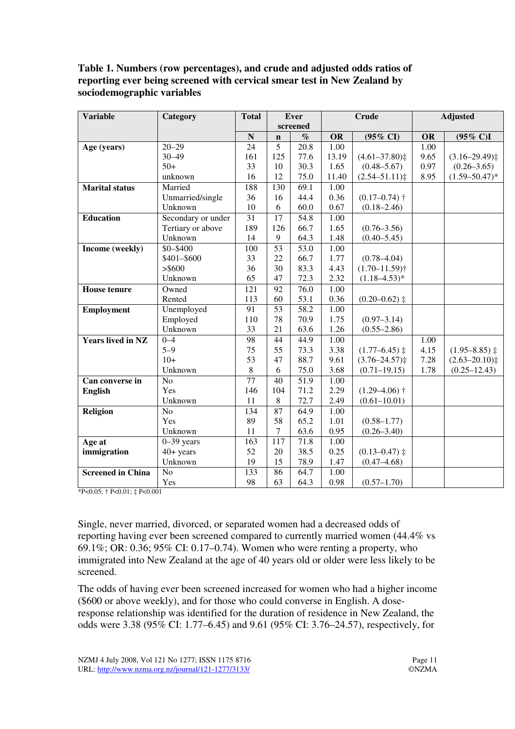**Table 1. Numbers (row percentages), and crude and adjusted odds ratios of reporting ever being screened with cervical smear test in New Zealand by sociodemographic variables**

| Variable | Category | Total | Ever screened | | Crude | | Adjusted | |
|---|---|---|---|---|---|---|---|---|
| | | N | n | % | OR | (95% CI) | OR | (95% C)I |
| **Age (years)** | 20–29 | 24 | 5 | 20.8 | 1.00 | | 1.00 | |
| | 30–49 | 161 | 125 | 77.6 | 13.19 | (4.61–37.80)‡ | 9.65 | (3.16–29.49)‡ |
| | 50+ | 33 | 10 | 30.3 | 1.65 | (0.48–5.67) | 0.97 | (0.26–3.65) |
| | unknown | 16 | 12 | 75.0 | 11.40 | (2.54–51.11)‡ | 8.95 | (1.59–50.47)* |
| **Marital status** | Married | 188 | 130 | 69.1 | 1.00 | | | |
| | Unmarried/single | 36 | 16 | 44.4 | 0.36 | (0.17–0.74) † | | |
| | Unknown | 10 | 6 | 60.0 | 0.67 | (0.18–2.46) | | |
| **Education** | Secondary or under | 31 | 17 | 54.8 | 1.00 | | | |
| | Tertiary or above | 189 | 126 | 66.7 | 1.65 | (0.76–3.56) | | |
| | Unknown | 14 | 9 | 64.3 | 1.48 | (0.40–5.45) | | |
| **Income (weekly)** | $0–$400 | 100 | 53 | 53.0 | 1.00 | | | |
| | $401–$600 | 33 | 22 | 66.7 | 1.77 | (0.78–4.04) | | |
| | >$600 | 36 | 30 | 83.3 | 4.43 | (1.70–11.59)† | | |
| | Unknown | 65 | 47 | 72.3 | 2.32 | (1.18–4.53)* | | |
| **House tenure** | Owned | 121 | 92 | 76.0 | 1.00 | | | |
| | Rented | 113 | 60 | 53.1 | 0.36 | (0.20–0.62) ‡ | | |
| **Employment** | Unemployed | 91 | 53 | 58.2 | 1.00 | | | |
| | Employed | 110 | 78 | 70.9 | 1.75 | (0.97–3.14) | | |
| | Unknown | 33 | 21 | 63.6 | 1.26 | (0.55–2.86) | | |
| **Years lived in NZ** | 0–4 | 98 | 44 | 44.9 | 1.00 | | 1.00 | |
| | 5–9 | 75 | 55 | 73.3 | 3.38 | (1.77–6.45) ‡ | 4.15 | (1.95–8.85) ‡ |
| | 10+ | 53 | 47 | 88.7 | 9.61 | (3.76–24.57)‡ | 7.28 | (2.63–20.10)‡ |
| | Unknown | 8 | 6 | 75.0 | 3.68 | (0.71–19.15) | 1.78 | (0.25–12.43) |
| **Can converse in English** | No | 77 | 40 | 51.9 | 1.00 | | | |
| | Yes | 146 | 104 | 71.2 | 2.29 | (1.29–4.06) † | | |
| | Unknown | 11 | 8 | 72.7 | 2.49 | (0.61–10.01) | | |
| **Religion** | No | 134 | 87 | 64.9 | 1.00 | | | |
| | Yes | 89 | 58 | 65.2 | 1.01 | (0.58–1.77) | | |
| | Unknown | 11 | 7 | 63.6 | 0.95 | (0.26–3.40) | | |
| **Age at immigration** | 0–39 years | 163 | 117 | 71.8 | 1.00 | | | |
| | 40+ years | 52 | 20 | 38.5 | 0.25 | (0.13–0.47) ‡ | | |
| | Unknown | 19 | 15 | 78.9 | 1.47 | (0.47–4.68) | | |
| **Screened in China** | No | 133 | 86 | 64.7 | 1.00 | | | |
| | Yes | 98 | 63 | 64.3 | 0.98 | (0.57–1.70) | | |

*P<0.05; † P<0.01; ‡ P<0.001

Single, never married, divorced, or separated women had a decreased odds of reporting having ever been screened compared to currently married women (44.4% vs 69.1%; OR: 0.36; 95% CI: 0.17–0.74). Women who were renting a property, who immigrated into New Zealand at the age of 40 years old or older were less likely to be screened.

The odds of having ever been screened increased for women who had a higher income ($600 or above weekly), and for those who could converse in English. A dose-response relationship was identified for the duration of residence in New Zealand, the odds were 3.38 (95% CI: 1.77–6.45) and 9.61 (95% CI: 3.76–24.57), respectively, for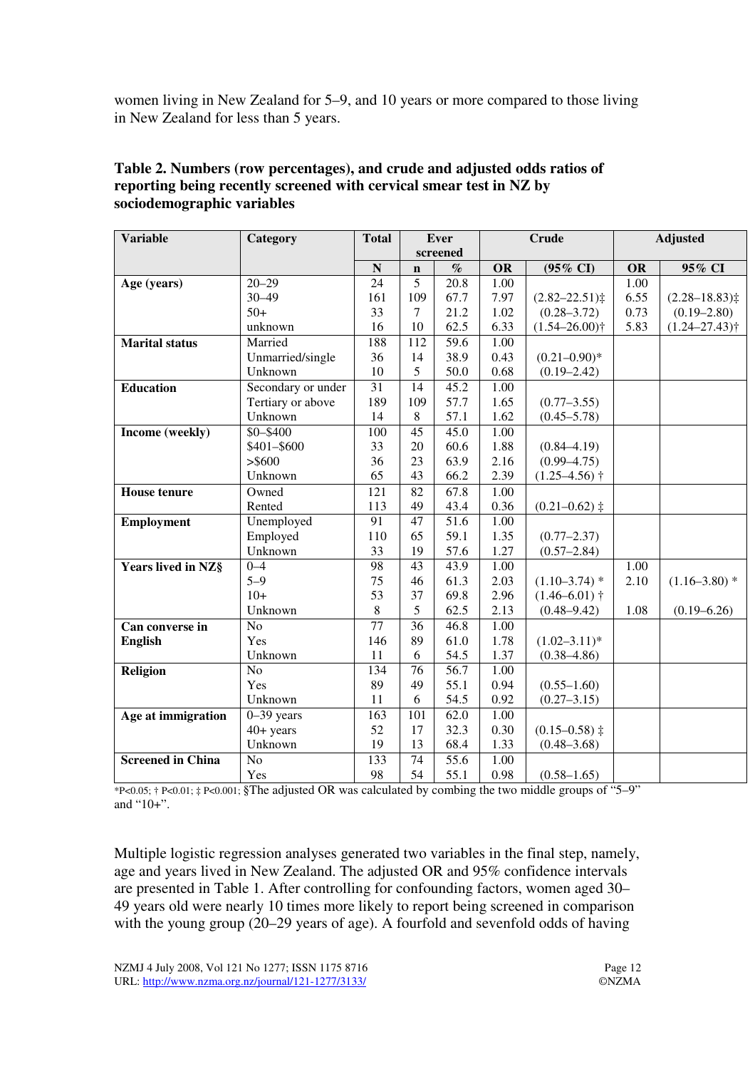women living in New Zealand for 5–9, and 10 years or more compared to those living in New Zealand for less than 5 years.

**Table 2. Numbers (row percentages), and crude and adjusted odds ratios of reporting being recently screened with cervical smear test in NZ by sociodemographic variables**

| Variable | Category | Total | Ever screened | | Crude | | Adjusted | |
|---|---|---|---|---|---|---|---|---|
| | | N | n | % | OR | (95% CI) | OR | 95% CI |
| **Age (years)** | 20–29 | 24 | 5 | 20.8 | 1.00 | | 1.00 | |
| | 30–49 | 161 | 109 | 67.7 | 7.97 | (2.82–22.51)‡ | 6.55 | (2.28–18.83)‡ |
| | 50+ | 33 | 7 | 21.2 | 1.02 | (0.28–3.72) | 0.73 | (0.19–2.80) |
| | unknown | 16 | 10 | 62.5 | 6.33 | (1.54–26.00)† | 5.83 | (1.24–27.43)† |
| **Marital status** | Married | 188 | 112 | 59.6 | 1.00 | | | |
| | Unmarried/single | 36 | 14 | 38.9 | 0.43 | (0.21–0.90)* | | |
| | Unknown | 10 | 5 | 50.0 | 0.68 | (0.19–2.42) | | |
| **Education** | Secondary or under | 31 | 14 | 45.2 | 1.00 | | | |
| | Tertiary or above | 189 | 109 | 57.7 | 1.65 | (0.77–3.55) | | |
| | Unknown | 14 | 8 | 57.1 | 1.62 | (0.45–5.78) | | |
| **Income (weekly)** | $0–$400 | 100 | 45 | 45.0 | 1.00 | | | |
| | $401–$600 | 33 | 20 | 60.6 | 1.88 | (0.84–4.19) | | |
| | >$600 | 36 | 23 | 63.9 | 2.16 | (0.99–4.75) | | |
| | Unknown | 65 | 43 | 66.2 | 2.39 | (1.25–4.56) † | | |
| **House tenure** | Owned | 121 | 82 | 67.8 | 1.00 | | | |
| | Rented | 113 | 49 | 43.4 | 0.36 | (0.21–0.62) ‡ | | |
| **Employment** | Unemployed | 91 | 47 | 51.6 | 1.00 | | | |
| | Employed | 110 | 65 | 59.1 | 1.35 | (0.77–2.37) | | |
| | Unknown | 33 | 19 | 57.6 | 1.27 | (0.57–2.84) | | |
| **Years lived in NZ§** | 0–4 | 98 | 43 | 43.9 | 1.00 | | 1.00 | |
| | 5–9 | 75 | 46 | 61.3 | 2.03 | (1.10–3.74) * | 2.10 | (1.16–3.80) * |
| | 10+ | 53 | 37 | 69.8 | 2.96 | (1.46–6.01) † | | |
| | Unknown | 8 | 5 | 62.5 | 2.13 | (0.48–9.42) | 1.08 | (0.19–6.26) |
| **Can converse in English** | No | 77 | 36 | 46.8 | 1.00 | | | |
| | Yes | 146 | 89 | 61.0 | 1.78 | (1.02–3.11)* | | |
| | Unknown | 11 | 6 | 54.5 | 1.37 | (0.38–4.86) | | |
| **Religion** | No | 134 | 76 | 56.7 | 1.00 | | | |
| | Yes | 89 | 49 | 55.1 | 0.94 | (0.55–1.60) | | |
| | Unknown | 11 | 6 | 54.5 | 0.92 | (0.27–3.15) | | |
| **Age at immigration** | 0–39 years | 163 | 101 | 62.0 | 1.00 | | | |
| | 40+ years | 52 | 17 | 32.3 | 0.30 | (0.15–0.58) ‡ | | |
| | Unknown | 19 | 13 | 68.4 | 1.33 | (0.48–3.68) | | |
| **Screened in China** | No | 133 | 74 | 55.6 | 1.00 | | | |
| | Yes | 98 | 54 | 55.1 | 0.98 | (0.58–1.65) | | |

*P<0.05; † P<0.01; ‡ P<0.001; §The adjusted OR was calculated by combing the two middle groups of "5–9" and "10+".

Multiple logistic regression analyses generated two variables in the final step, namely, age and years lived in New Zealand. The adjusted OR and 95% confidence intervals are presented in Table 1. After controlling for confounding factors, women aged 30–49 years old were nearly 10 times more likely to report being screened in comparison with the young group (20–29 years of age). A fourfold and sevenfold odds of having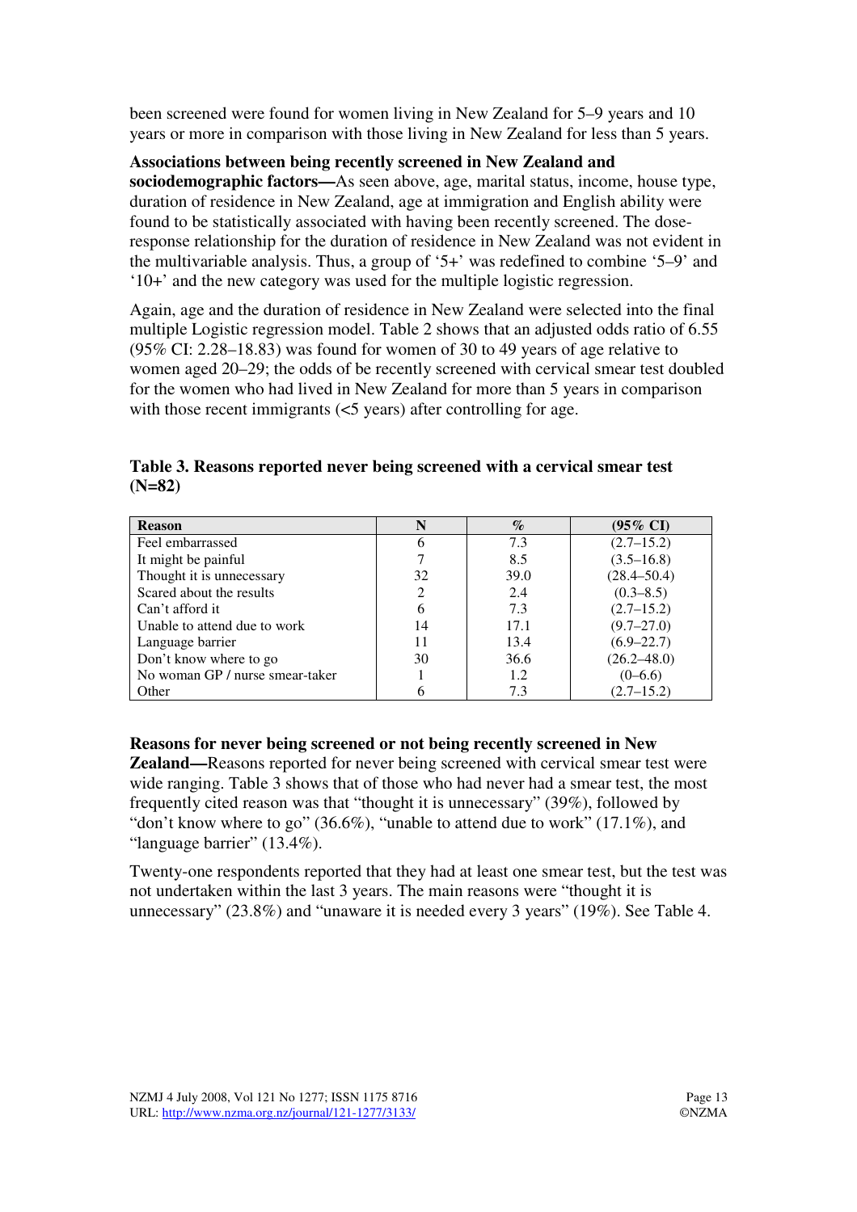been screened were found for women living in New Zealand for 5–9 years and 10 years or more in comparison with those living in New Zealand for less than 5 years.

**Associations between being recently screened in New Zealand and sociodemographic factors—**As seen above, age, marital status, income, house type, duration of residence in New Zealand, age at immigration and English ability were found to be statistically associated with having been recently screened. The dose-response relationship for the duration of residence in New Zealand was not evident in the multivariable analysis. Thus, a group of '5+' was redefined to combine '5–9' and '10+' and the new category was used for the multiple logistic regression.

Again, age and the duration of residence in New Zealand were selected into the final multiple Logistic regression model. Table 2 shows that an adjusted odds ratio of 6.55 (95% CI: 2.28–18.83) was found for women of 30 to 49 years of age relative to women aged 20–29; the odds of be recently screened with cervical smear test doubled for the women who had lived in New Zealand for more than 5 years in comparison with those recent immigrants (<5 years) after controlling for age.

**Table 3. Reasons reported never being screened with a cervical smear test (N=82)**

| Reason | N | % | (95% CI) |
|---|---|---|---|
| Feel embarrassed | 6 | 7.3 | (2.7–15.2) |
| It might be painful | 7 | 8.5 | (3.5–16.8) |
| Thought it is unnecessary | 32 | 39.0 | (28.4–50.4) |
| Scared about the results | 2 | 2.4 | (0.3–8.5) |
| Can't afford it | 6 | 7.3 | (2.7–15.2) |
| Unable to attend due to work | 14 | 17.1 | (9.7–27.0) |
| Language barrier | 11 | 13.4 | (6.9–22.7) |
| Don't know where to go | 30 | 36.6 | (26.2–48.0) |
| No woman GP / nurse smear-taker | 1 | 1.2 | (0–6.6) |
| Other | 6 | 7.3 | (2.7–15.2) |

**Reasons for never being screened or not being recently screened in New Zealand—**Reasons reported for never being screened with cervical smear test were wide ranging. Table 3 shows that of those who had never had a smear test, the most frequently cited reason was that "thought it is unnecessary" (39%), followed by "don't know where to go" (36.6%), "unable to attend due to work" (17.1%), and "language barrier" (13.4%).

Twenty-one respondents reported that they had at least one smear test, but the test was not undertaken within the last 3 years. The main reasons were "thought it is unnecessary" (23.8%) and "unaware it is needed every 3 years" (19%). See Table 4.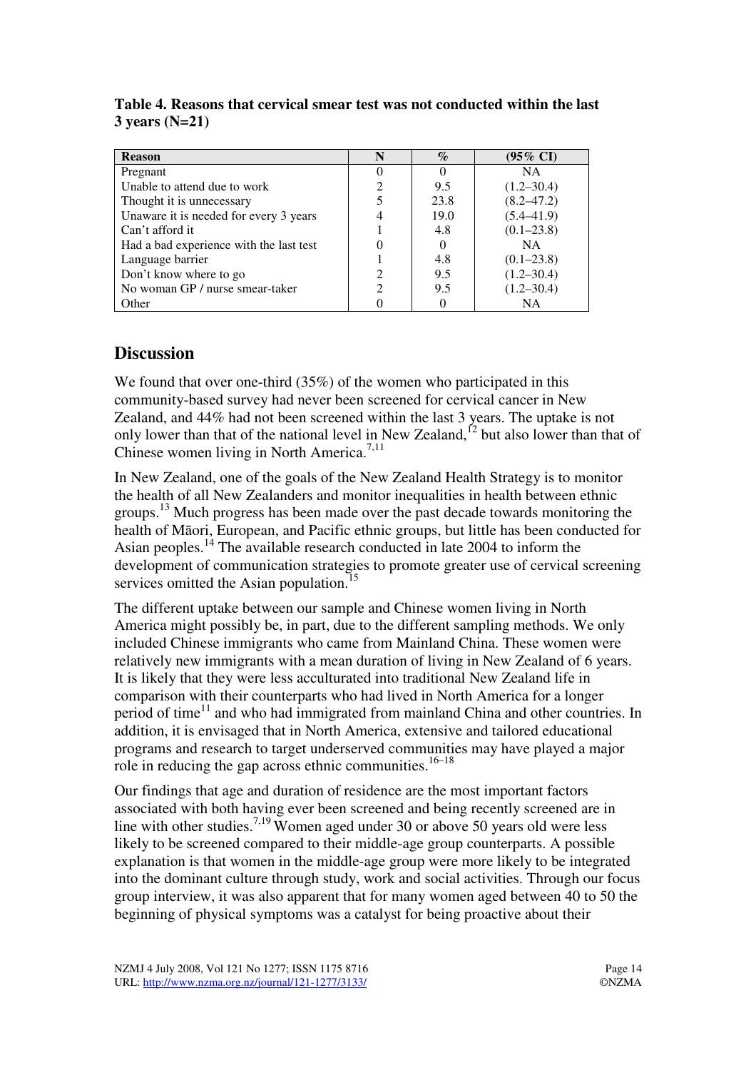**Table 4. Reasons that cervical smear test was not conducted within the last 3 years (N=21)**

| Reason | N | % | (95% CI) |
|---|---|---|---|
| Pregnant | 0 | 0 | NA |
| Unable to attend due to work | 2 | 9.5 | (1.2–30.4) |
| Thought it is unnecessary | 5 | 23.8 | (8.2–47.2) |
| Unaware it is needed for every 3 years | 4 | 19.0 | (5.4–41.9) |
| Can't afford it | 1 | 4.8 | (0.1–23.8) |
| Had a bad experience with the last test | 0 | 0 | NA |
| Language barrier | 1 | 4.8 | (0.1–23.8) |
| Don't know where to go | 2 | 9.5 | (1.2–30.4) |
| No woman GP / nurse smear-taker | 2 | 9.5 | (1.2–30.4) |
| Other | 0 | 0 | NA |

## Discussion

We found that over one-third (35%) of the women who participated in this community-based survey had never been screened for cervical cancer in New Zealand, and 44% had not been screened within the last 3 years. The uptake is not only lower than that of the national level in New Zealand,[12] but also lower than that of Chinese women living in North America.[7,11]

In New Zealand, one of the goals of the New Zealand Health Strategy is to monitor the health of all New Zealanders and monitor inequalities in health between ethnic groups.[13] Much progress has been made over the past decade towards monitoring the health of Māori, European, and Pacific ethnic groups, but little has been conducted for Asian peoples.[14] The available research conducted in late 2004 to inform the development of communication strategies to promote greater use of cervical screening services omitted the Asian population.[15]

The different uptake between our sample and Chinese women living in North America might possibly be, in part, due to the different sampling methods. We only included Chinese immigrants who came from Mainland China. These women were relatively new immigrants with a mean duration of living in New Zealand of 6 years. It is likely that they were less acculturated into traditional New Zealand life in comparison with their counterparts who had lived in North America for a longer period of time[11] and who had immigrated from mainland China and other countries. In addition, it is envisaged that in North America, extensive and tailored educational programs and research to target underserved communities may have played a major role in reducing the gap across ethnic communities.[16–18]

Our findings that age and duration of residence are the most important factors associated with both having ever been screened and being recently screened are in line with other studies.[7,19] Women aged under 30 or above 50 years old were less likely to be screened compared to their middle-age group counterparts. A possible explanation is that women in the middle-age group were more likely to be integrated into the dominant culture through study, work and social activities. Through our focus group interview, it was also apparent that for many women aged between 40 to 50 the beginning of physical symptoms was a catalyst for being proactive about their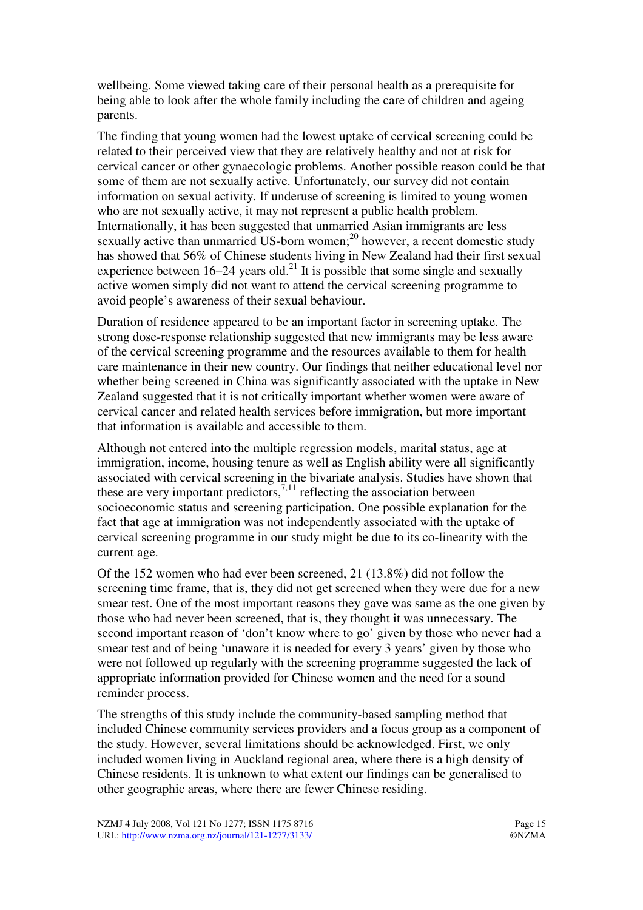wellbeing. Some viewed taking care of their personal health as a prerequisite for being able to look after the whole family including the care of children and ageing parents.

The finding that young women had the lowest uptake of cervical screening could be related to their perceived view that they are relatively healthy and not at risk for cervical cancer or other gynaecologic problems. Another possible reason could be that some of them are not sexually active. Unfortunately, our survey did not contain information on sexual activity. If underuse of screening is limited to young women who are not sexually active, it may not represent a public health problem. Internationally, it has been suggested that unmarried Asian immigrants are less sexually active than unmarried US-born women;[20] however, a recent domestic study has showed that 56% of Chinese students living in New Zealand had their first sexual experience between 16–24 years old.[21] It is possible that some single and sexually active women simply did not want to attend the cervical screening programme to avoid people's awareness of their sexual behaviour.

Duration of residence appeared to be an important factor in screening uptake. The strong dose-response relationship suggested that new immigrants may be less aware of the cervical screening programme and the resources available to them for health care maintenance in their new country. Our findings that neither educational level nor whether being screened in China was significantly associated with the uptake in New Zealand suggested that it is not critically important whether women were aware of cervical cancer and related health services before immigration, but more important that information is available and accessible to them.

Although not entered into the multiple regression models, marital status, age at immigration, income, housing tenure as well as English ability were all significantly associated with cervical screening in the bivariate analysis. Studies have shown that these are very important predictors,[7,11] reflecting the association between socioeconomic status and screening participation. One possible explanation for the fact that age at immigration was not independently associated with the uptake of cervical screening programme in our study might be due to its co-linearity with the current age.

Of the 152 women who had ever been screened, 21 (13.8%) did not follow the screening time frame, that is, they did not get screened when they were due for a new smear test. One of the most important reasons they gave was same as the one given by those who had never been screened, that is, they thought it was unnecessary. The second important reason of 'don't know where to go' given by those who never had a smear test and of being 'unaware it is needed for every 3 years' given by those who were not followed up regularly with the screening programme suggested the lack of appropriate information provided for Chinese women and the need for a sound reminder process.

The strengths of this study include the community-based sampling method that included Chinese community services providers and a focus group as a component of the study. However, several limitations should be acknowledged. First, we only included women living in Auckland regional area, where there is a high density of Chinese residents. It is unknown to what extent our findings can be generalised to other geographic areas, where there are fewer Chinese residing.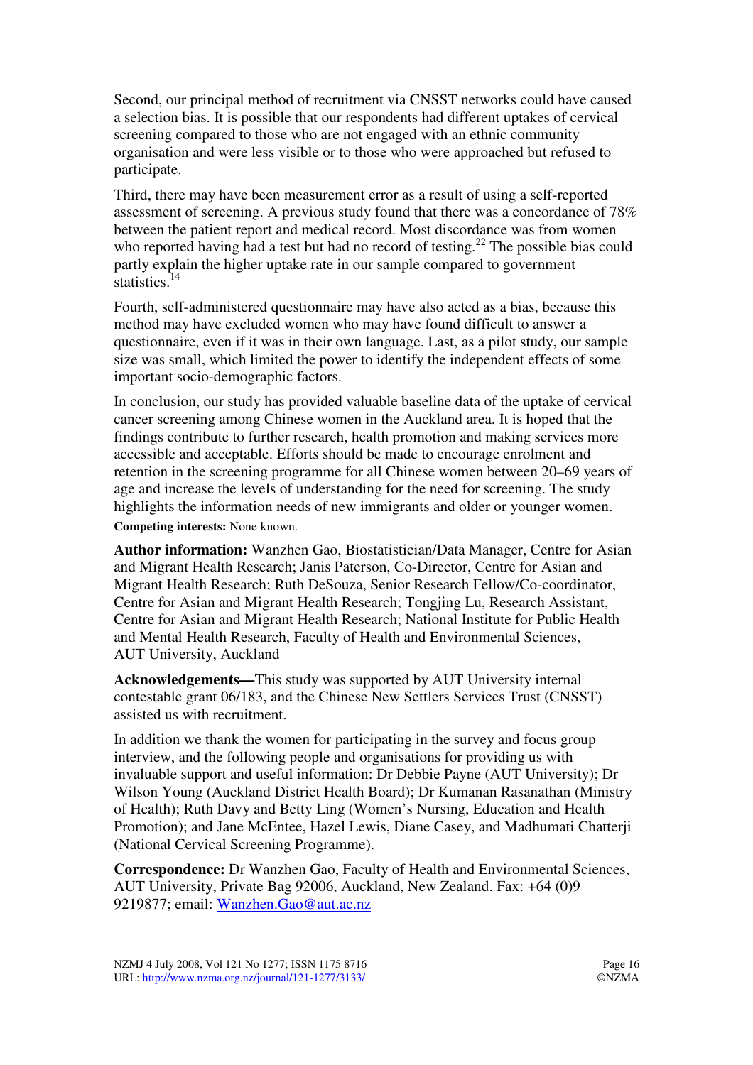Second, our principal method of recruitment via CNSST networks could have caused a selection bias. It is possible that our respondents had different uptakes of cervical screening compared to those who are not engaged with an ethnic community organisation and were less visible or to those who were approached but refused to participate.

Third, there may have been measurement error as a result of using a self-reported assessment of screening. A previous study found that there was a concordance of 78% between the patient report and medical record. Most discordance was from women who reported having had a test but had no record of testing.[22] The possible bias could partly explain the higher uptake rate in our sample compared to government statistics.[14]

Fourth, self-administered questionnaire may have also acted as a bias, because this method may have excluded women who may have found difficult to answer a questionnaire, even if it was in their own language. Last, as a pilot study, our sample size was small, which limited the power to identify the independent effects of some important socio-demographic factors.

In conclusion, our study has provided valuable baseline data of the uptake of cervical cancer screening among Chinese women in the Auckland area. It is hoped that the findings contribute to further research, health promotion and making services more accessible and acceptable. Efforts should be made to encourage enrolment and retention in the screening programme for all Chinese women between 20–69 years of age and increase the levels of understanding for the need for screening. The study highlights the information needs of new immigrants and older or younger women.

**Competing interests:** None known.

**Author information:** Wanzhen Gao, Biostatistician/Data Manager, Centre for Asian and Migrant Health Research; Janis Paterson, Co-Director, Centre for Asian and Migrant Health Research; Ruth DeSouza, Senior Research Fellow/Co-coordinator, Centre for Asian and Migrant Health Research; Tongjing Lu, Research Assistant, Centre for Asian and Migrant Health Research; National Institute for Public Health and Mental Health Research, Faculty of Health and Environmental Sciences, AUT University, Auckland

**Acknowledgements—**This study was supported by AUT University internal contestable grant 06/183, and the Chinese New Settlers Services Trust (CNSST) assisted us with recruitment.

In addition we thank the women for participating in the survey and focus group interview, and the following people and organisations for providing us with invaluable support and useful information: Dr Debbie Payne (AUT University); Dr Wilson Young (Auckland District Health Board); Dr Kumanan Rasanathan (Ministry of Health); Ruth Davy and Betty Ling (Women's Nursing, Education and Health Promotion); and Jane McEntee, Hazel Lewis, Diane Casey, and Madhumati Chatterji (National Cervical Screening Programme).

**Correspondence:** Dr Wanzhen Gao, Faculty of Health and Environmental Sciences, AUT University, Private Bag 92006, Auckland, New Zealand. Fax: +64 (0)9 9219877; email: Wanzhen.Gao@aut.ac.nz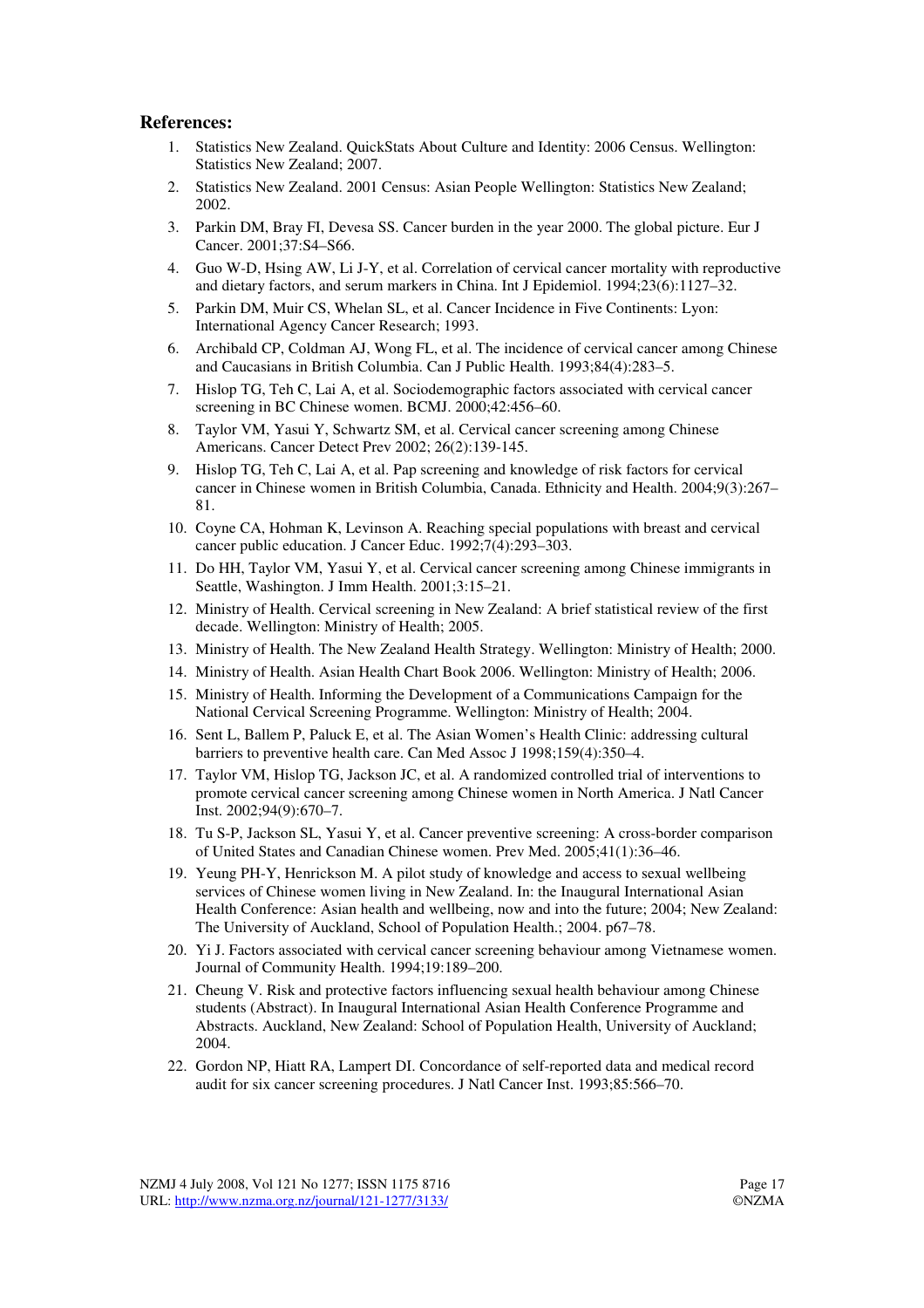**References:**

1. Statistics New Zealand. QuickStats About Culture and Identity: 2006 Census. Wellington: Statistics New Zealand; 2007.
2. Statistics New Zealand. 2001 Census: Asian People Wellington: Statistics New Zealand; 2002.
3. Parkin DM, Bray FI, Devesa SS. Cancer burden in the year 2000. The global picture. Eur J Cancer. 2001;37:S4–S66.
4. Guo W-D, Hsing AW, Li J-Y, et al. Correlation of cervical cancer mortality with reproductive and dietary factors, and serum markers in China. Int J Epidemiol. 1994;23(6):1127–32.
5. Parkin DM, Muir CS, Whelan SL, et al. Cancer Incidence in Five Continents: Lyon: International Agency Cancer Research; 1993.
6. Archibald CP, Coldman AJ, Wong FL, et al. The incidence of cervical cancer among Chinese and Caucasians in British Columbia. Can J Public Health. 1993;84(4):283–5.
7. Hislop TG, Teh C, Lai A, et al. Sociodemographic factors associated with cervical cancer screening in BC Chinese women. BCMJ. 2000;42:456–60.
8. Taylor VM, Yasui Y, Schwartz SM, et al. Cervical cancer screening among Chinese Americans. Cancer Detect Prev 2002; 26(2):139-145.
9. Hislop TG, Teh C, Lai A, et al. Pap screening and knowledge of risk factors for cervical cancer in Chinese women in British Columbia, Canada. Ethnicity and Health. 2004;9(3):267–81.
10. Coyne CA, Hohman K, Levinson A. Reaching special populations with breast and cervical cancer public education. J Cancer Educ. 1992;7(4):293–303.
11. Do HH, Taylor VM, Yasui Y, et al. Cervical cancer screening among Chinese immigrants in Seattle, Washington. J Imm Health. 2001;3:15–21.
12. Ministry of Health. Cervical screening in New Zealand: A brief statistical review of the first decade. Wellington: Ministry of Health; 2005.
13. Ministry of Health. The New Zealand Health Strategy. Wellington: Ministry of Health; 2000.
14. Ministry of Health. Asian Health Chart Book 2006. Wellington: Ministry of Health; 2006.
15. Ministry of Health. Informing the Development of a Communications Campaign for the National Cervical Screening Programme. Wellington: Ministry of Health; 2004.
16. Sent L, Ballem P, Paluck E, et al. The Asian Women's Health Clinic: addressing cultural barriers to preventive health care. Can Med Assoc J 1998;159(4):350–4.
17. Taylor VM, Hislop TG, Jackson JC, et al. A randomized controlled trial of interventions to promote cervical cancer screening among Chinese women in North America. J Natl Cancer Inst. 2002;94(9):670–7.
18. Tu S-P, Jackson SL, Yasui Y, et al. Cancer preventive screening: A cross-border comparison of United States and Canadian Chinese women. Prev Med. 2005;41(1):36–46.
19. Yeung PH-Y, Henrickson M. A pilot study of knowledge and access to sexual wellbeing services of Chinese women living in New Zealand. In: the Inaugural International Asian Health Conference: Asian health and wellbeing, now and into the future; 2004; New Zealand: The University of Auckland, School of Population Health.; 2004. p67–78.
20. Yi J. Factors associated with cervical cancer screening behaviour among Vietnamese women. Journal of Community Health. 1994;19:189–200.
21. Cheung V. Risk and protective factors influencing sexual health behaviour among Chinese students (Abstract). In Inaugural International Asian Health Conference Programme and Abstracts. Auckland, New Zealand: School of Population Health, University of Auckland; 2004.
22. Gordon NP, Hiatt RA, Lampert DI. Concordance of self-reported data and medical record audit for six cancer screening procedures. J Natl Cancer Inst. 1993;85:566–70.